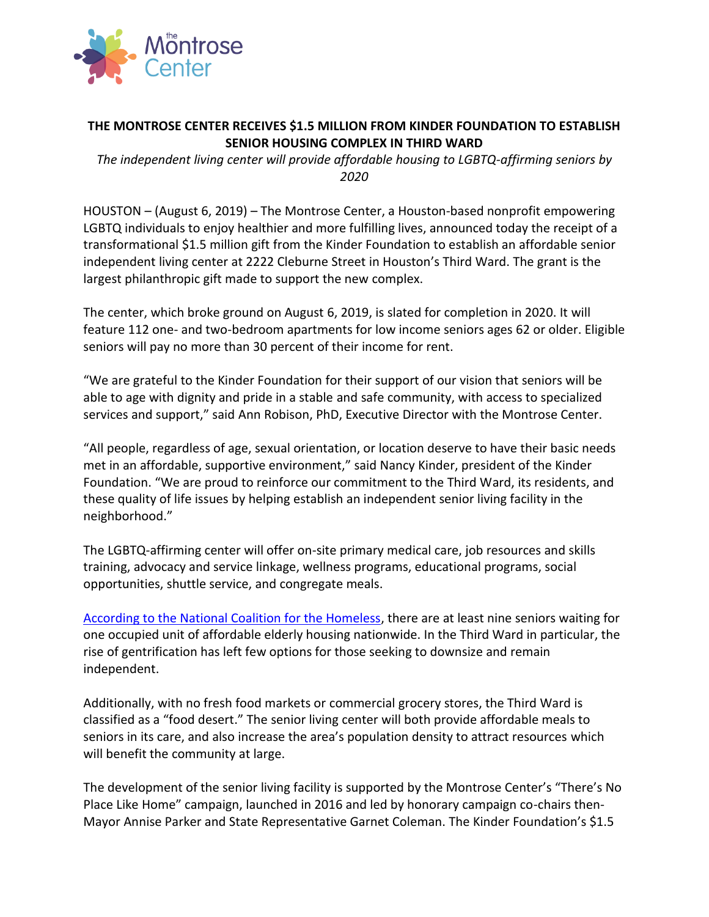# THE MONTROSE CENTER RECEIVES $1.5 MILLION FROM KINDER FOUNDATION TO ESTABLISH SENIOR HOUSING COMPLEX IN THIRD WARD

*The independent living center will provide affordable housing to LGBTQ-affirming seniors by 2020*

HOUSTON – (August 6, 2019) – The Montrose Center, a Houston-based nonprofit empowering LGBTQ individuals to enjoy healthier and more fulfilling lives, announced today the receipt of a transformational $1.5 million gift from the Kinder Foundation to establish an affordable senior independent living center at 2222 Cleburne Street in Houston's Third Ward. The grant is the largest philanthropic gift made to support the new complex.

The center, which broke ground on August 6, 2019, is slated for completion in 2020. It will feature 112 one- and two-bedroom apartments for low income seniors ages 62 or older. Eligible seniors will pay no more than 30 percent of their income for rent.

"We are grateful to the Kinder Foundation for their support of our vision that seniors will be able to age with dignity and pride in a stable and safe community, with access to specialized services and support," said Ann Robison, PhD, Executive Director with the Montrose Center.

"All people, regardless of age, sexual orientation, or location deserve to have their basic needs met in an affordable, supportive environment," said Nancy Kinder, president of the Kinder Foundation. "We are proud to reinforce our commitment to the Third Ward, its residents, and these quality of life issues by helping establish an independent senior living facility in the neighborhood."

The LGBTQ-affirming center will offer on-site primary medical care, job resources and skills training, advocacy and service linkage, wellness programs, educational programs, social opportunities, shuttle service, and congregate meals.

According to the National Coalition for the Homeless, there are at least nine seniors waiting for one occupied unit of affordable elderly housing nationwide. In the Third Ward in particular, the rise of gentrification has left few options for those seeking to downsize and remain independent.

Additionally, with no fresh food markets or commercial grocery stores, the Third Ward is classified as a "food desert." The senior living center will both provide affordable meals to seniors in its care, and also increase the area's population density to attract resources which will benefit the community at large.

The development of the senior living facility is supported by the Montrose Center's "There's No Place Like Home" campaign, launched in 2016 and led by honorary campaign co-chairs then-Mayor Annise Parker and State Representative Garnet Coleman. The Kinder Foundation's $1.5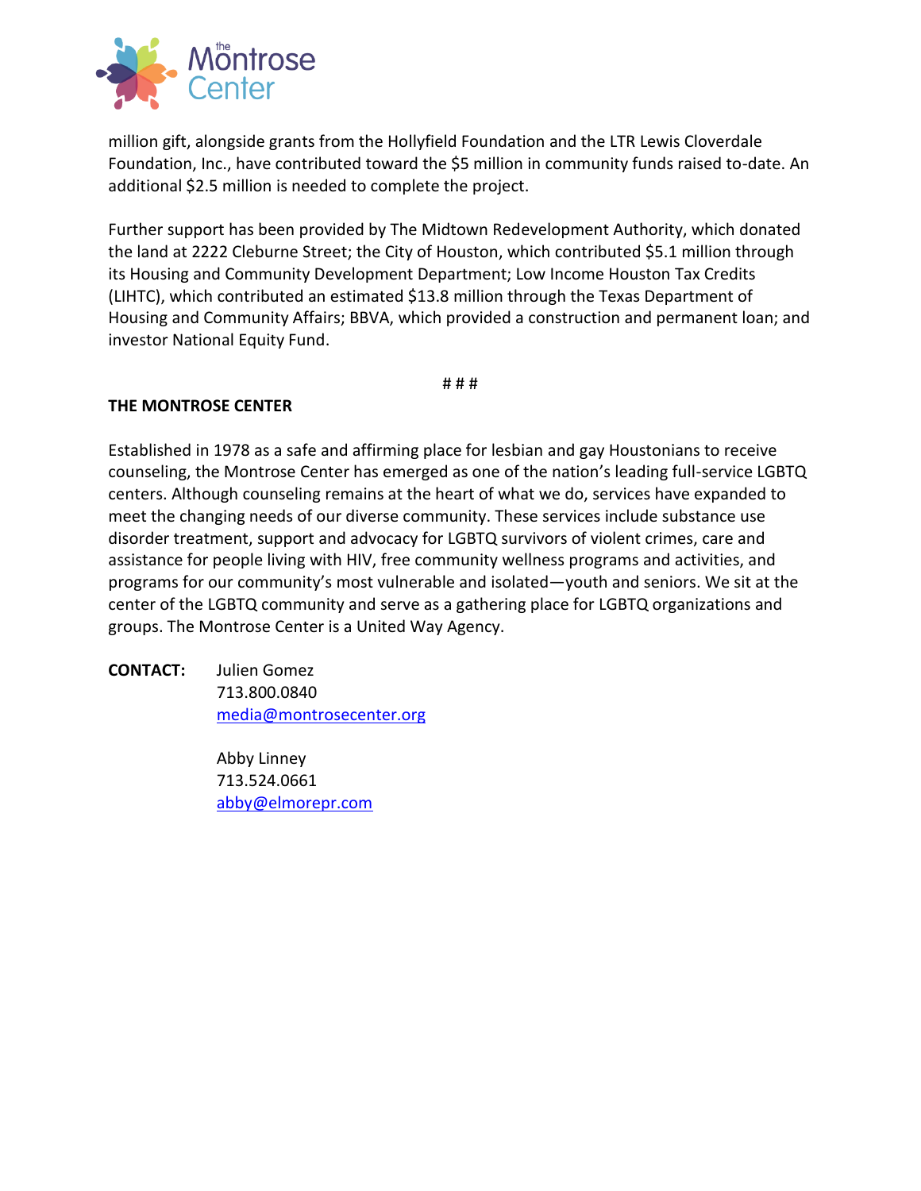million gift, alongside grants from the Hollyfield Foundation and the LTR Lewis Cloverdale Foundation, Inc., have contributed toward the $5 million in community funds raised to-date. An additional $2.5 million is needed to complete the project.

Further support has been provided by The Midtown Redevelopment Authority, which donated the land at 2222 Cleburne Street; the City of Houston, which contributed $5.1 million through its Housing and Community Development Department; Low Income Houston Tax Credits (LIHTC), which contributed an estimated $13.8 million through the Texas Department of Housing and Community Affairs; BBVA, which provided a construction and permanent loan; and investor National Equity Fund.

# # #

**THE MONTROSE CENTER**

Established in 1978 as a safe and affirming place for lesbian and gay Houstonians to receive counseling, the Montrose Center has emerged as one of the nation's leading full-service LGBTQ centers. Although counseling remains at the heart of what we do, services have expanded to meet the changing needs of our diverse community. These services include substance use disorder treatment, support and advocacy for LGBTQ survivors of violent crimes, care and assistance for people living with HIV, free community wellness programs and activities, and programs for our community's most vulnerable and isolated—youth and seniors. We sit at the center of the LGBTQ community and serve as a gathering place for LGBTQ organizations and groups. The Montrose Center is a United Way Agency.

**CONTACT:** Julien Gomez
713.800.0840
media@montrosecenter.org

Abby Linney
713.524.0661
abby@elmorepr.com